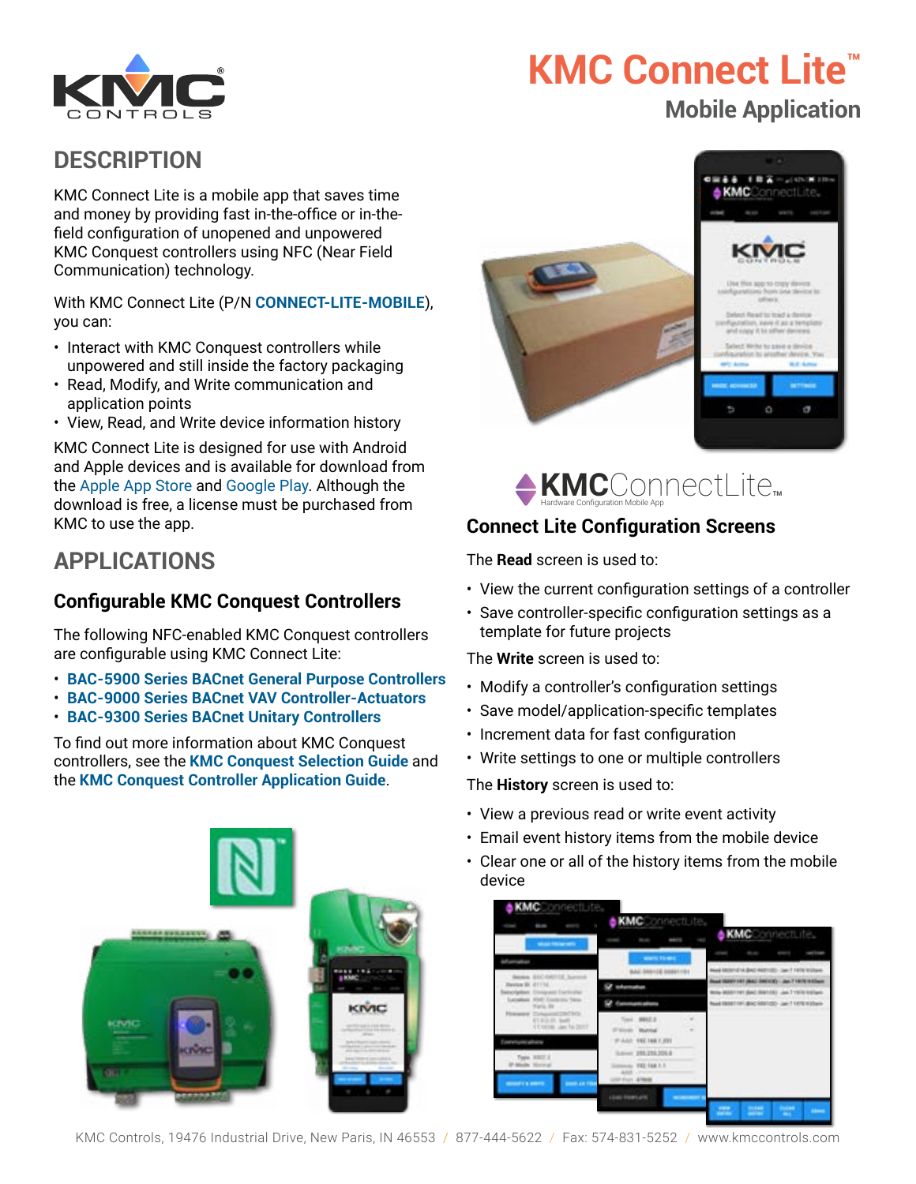# KMC Connect Lite™

## Mobile Application

## DESCRIPTION

KMC Connect Lite is a mobile app that saves time and money by providing fast in-the-office or in-the-field configuration of unopened and unpowered KMC Conquest controllers using NFC (Near Field Communication) technology.

With KMC Connect Lite (P/N **CONNECT-LITE-MOBILE**), you can:

- Interact with KMC Conquest controllers while unpowered and still inside the factory packaging
- Read, Modify, and Write communication and application points
- View, Read, and Write device information history

KMC Connect Lite is designed for use with Android and Apple devices and is available for download from the Apple App Store and Google Play. Although the download is free, a license must be purchased from KMC to use the app.

## APPLICATIONS

### Configurable KMC Conquest Controllers

The following NFC-enabled KMC Conquest controllers are configurable using KMC Connect Lite:

- **BAC-5900 Series BACnet General Purpose Controllers**
- **BAC-9000 Series BACnet VAV Controller-Actuators**
- **BAC-9300 Series BACnet Unitary Controllers**

To find out more information about KMC Conquest controllers, see the **KMC Conquest Selection Guide** and the **KMC Conquest Controller Application Guide**.

### Connect Lite Configuration Screens

The **Read** screen is used to:

- View the current configuration settings of a controller
- Save controller-specific configuration settings as a template for future projects

The **Write** screen is used to:

- Modify a controller's configuration settings
- Save model/application-specific templates
- Increment data for fast configuration
- Write settings to one or multiple controllers

The **History** screen is used to:

- View a previous read or write event activity
- Email event history items from the mobile device
- Clear one or all of the history items from the mobile device

KMC Controls, 19476 Industrial Drive, New Paris, IN 46553 / 877-444-5622 / Fax: 574-831-5252 / www.kmccontrols.com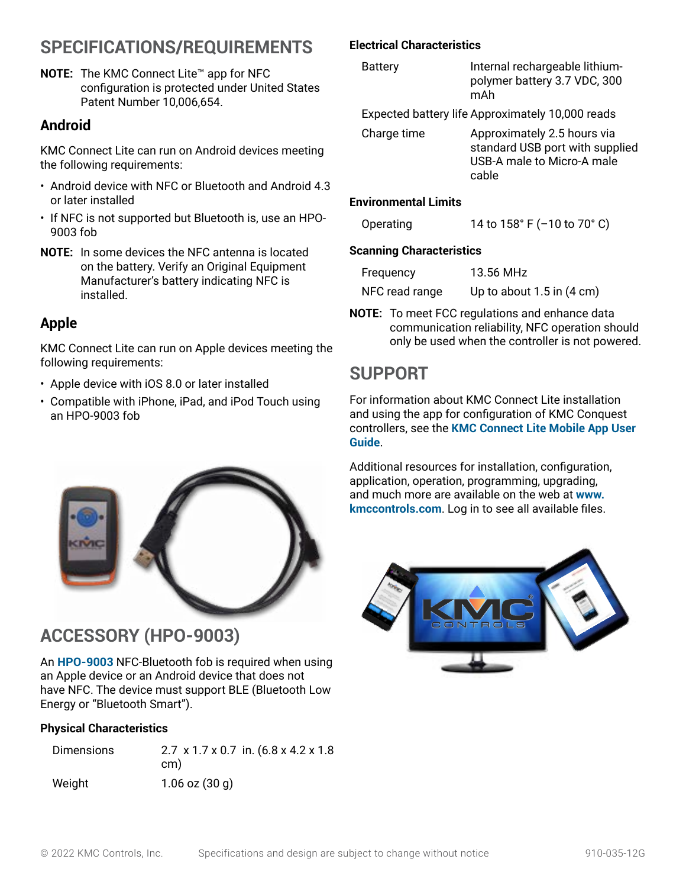## SPECIFICATIONS/REQUIREMENTS

**NOTE:** The KMC Connect Lite™ app for NFC configuration is protected under United States Patent Number 10,006,654.

### Android

KMC Connect Lite can run on Android devices meeting the following requirements:

- Android device with NFC or Bluetooth and Android 4.3 or later installed
- If NFC is not supported but Bluetooth is, use an HPO-9003 fob

**NOTE:** In some devices the NFC antenna is located on the battery. Verify an Original Equipment Manufacturer's battery indicating NFC is installed.

### Apple

KMC Connect Lite can run on Apple devices meeting the following requirements:

- Apple device with iOS 8.0 or later installed
- Compatible with iPhone, iPad, and iPod Touch using an HPO-9003 fob

## ACCESSORY (HPO-9003)

An **HPO-9003** NFC-Bluetooth fob is required when using an Apple device or an Android device that does not have NFC. The device must support BLE (Bluetooth Low Energy or "Bluetooth Smart").

#### Physical Characteristics

| | |
|---|---|
| Dimensions | 2.7 x 1.7 x 0.7 in. (6.8 x 4.2 x 1.8 cm) |
| Weight | 1.06 oz (30 g) |

#### Electrical Characteristics

| | |
|---|---|
| Battery | Internal rechargeable lithium-polymer battery 3.7 VDC, 300 mAh |
| Expected battery life | Approximately 10,000 reads |
| Charge time | Approximately 2.5 hours via standard USB port with supplied USB-A male to Micro-A male cable |

#### Environmental Limits

| | |
|---|---|
| Operating | 14 to 158° F (–10 to 70° C) |

#### Scanning Characteristics

| | |
|---|---|
| Frequency | 13.56 MHz |
| NFC read range | Up to about 1.5 in (4 cm) |

**NOTE:** To meet FCC regulations and enhance data communication reliability, NFC operation should only be used when the controller is not powered.

## SUPPORT

For information about KMC Connect Lite installation and using the app for configuration of KMC Conquest controllers, see the **KMC Connect Lite Mobile App User Guide**.

Additional resources for installation, configuration, application, operation, programming, upgrading, and much more are available on the web at **www.kmccontrols.com**. Log in to see all available files.

© 2022 KMC Controls, Inc. Specifications and design are subject to change without notice 910-035-12G